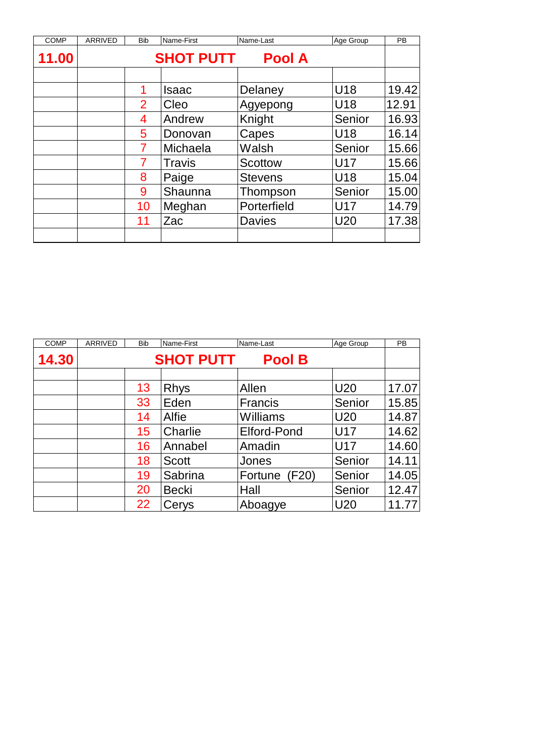| COMP | ARRIVED | Bib | Name-First | Name-Last | Age Group | PB |
|---|---|---|---|---|---|---|
| **11.00** | **SHOT PUTT** | | | **Pool A** | | |
| | | | | | | |
| | | 1 | Isaac | Delaney | U18 | 19.42 |
| | | 2 | Cleo | Agyepong | U18 | 12.91 |
| | | 4 | Andrew | Knight | Senior | 16.93 |
| | | 5 | Donovan | Capes | U18 | 16.14 |
| | | 7 | Michaela | Walsh | Senior | 15.66 |
| | | 7 | Travis | Scottow | U17 | 15.66 |
| | | 8 | Paige | Stevens | U18 | 15.04 |
| | | 9 | Shaunna | Thompson | Senior | 15.00 |
| | | 10 | Meghan | Porterfield | U17 | 14.79 |
| | | 11 | Zac | Davies | U20 | 17.38 |
| | | | | | | |

| COMP | ARRIVED | Bib | Name-First | Name-Last | Age Group | PB |
|---|---|---|---|---|---|---|
| **14.30** | **SHOT PUTT** | | | **Pool B** | | |
| | | | | | | |
| | | 13 | Rhys | Allen | U20 | 17.07 |
| | | 33 | Eden | Francis | Senior | 15.85 |
| | | 14 | Alfie | Williams | U20 | 14.87 |
| | | 15 | Charlie | Elford-Pond | U17 | 14.62 |
| | | 16 | Annabel | Amadin | U17 | 14.60 |
| | | 18 | Scott | Jones | Senior | 14.11 |
| | | 19 | Sabrina | Fortune (F20) | Senior | 14.05 |
| | | 20 | Becki | Hall | Senior | 12.47 |
| | | 22 | Cerys | Aboagye | U20 | 11.77 |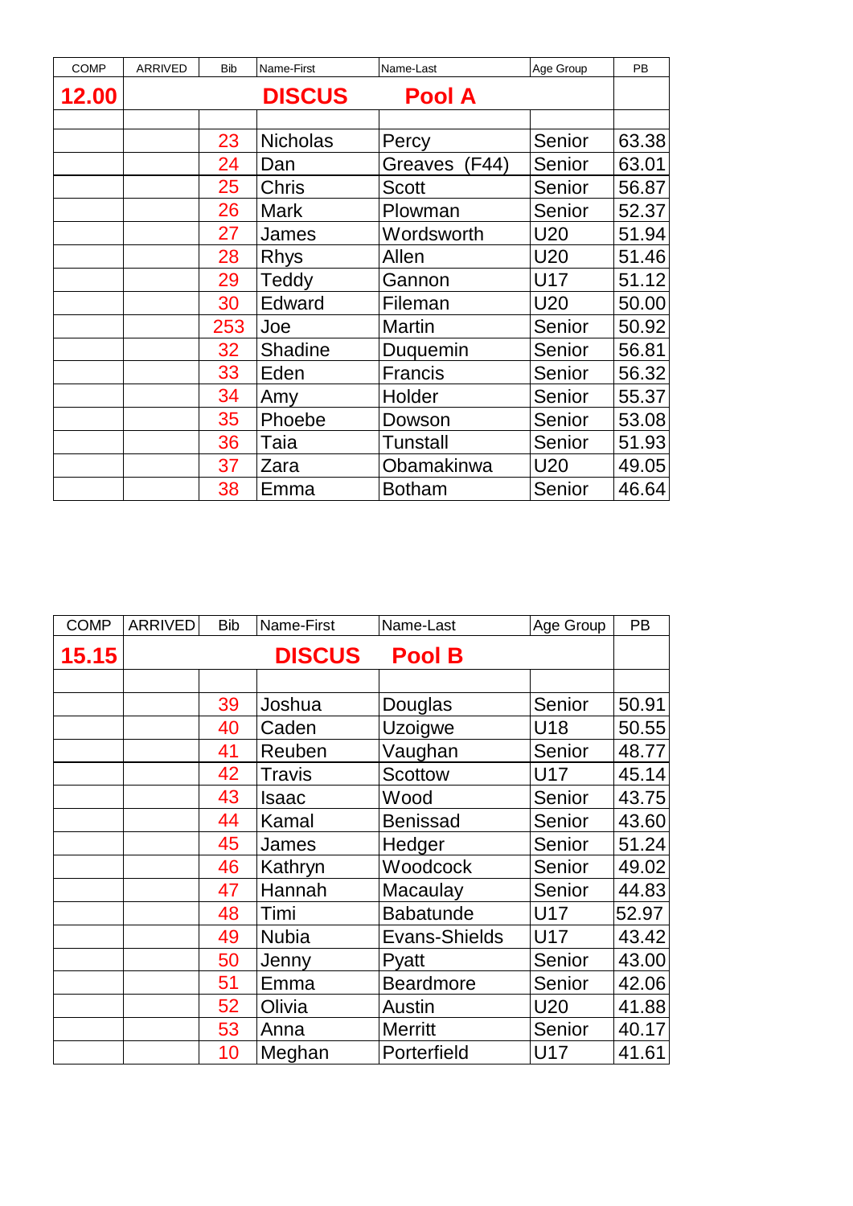| COMP | ARRIVED | Bib | Name-First | Name-Last | Age Group | PB |
|---|---|---|---|---|---|---|
| **12.00** | | | **DISCUS** | **Pool A** | | |
| | | | | | | |
| | | 23 | Nicholas | Percy | Senior | 63.38 |
| | | 24 | Dan | Greaves (F44) | Senior | 63.01 |
| | | 25 | Chris | Scott | Senior | 56.87 |
| | | 26 | Mark | Plowman | Senior | 52.37 |
| | | 27 | James | Wordsworth | U20 | 51.94 |
| | | 28 | Rhys | Allen | U20 | 51.46 |
| | | 29 | Teddy | Gannon | U17 | 51.12 |
| | | 30 | Edward | Fileman | U20 | 50.00 |
| | | 253 | Joe | Martin | Senior | 50.92 |
| | | 32 | Shadine | Duquemin | Senior | 56.81 |
| | | 33 | Eden | Francis | Senior | 56.32 |
| | | 34 | Amy | Holder | Senior | 55.37 |
| | | 35 | Phoebe | Dowson | Senior | 53.08 |
| | | 36 | Taia | Tunstall | Senior | 51.93 |
| | | 37 | Zara | Obamakinwa | U20 | 49.05 |
| | | 38 | Emma | Botham | Senior | 46.64 |

| COMP | ARRIVED | Bib | Name-First | Name-Last | Age Group | PB |
|---|---|---|---|---|---|---|
| **15.15** | | | **DISCUS** | **Pool B** | | |
| | | | | | | |
| | | 39 | Joshua | Douglas | Senior | 50.91 |
| | | 40 | Caden | Uzoigwe | U18 | 50.55 |
| | | 41 | Reuben | Vaughan | Senior | 48.77 |
| | | 42 | Travis | Scottow | U17 | 45.14 |
| | | 43 | Isaac | Wood | Senior | 43.75 |
| | | 44 | Kamal | Benissad | Senior | 43.60 |
| | | 45 | James | Hedger | Senior | 51.24 |
| | | 46 | Kathryn | Woodcock | Senior | 49.02 |
| | | 47 | Hannah | Macaulay | Senior | 44.83 |
| | | 48 | Timi | Babatunde | U17 | 52.97 |
| | | 49 | Nubia | Evans-Shields | U17 | 43.42 |
| | | 50 | Jenny | Pyatt | Senior | 43.00 |
| | | 51 | Emma | Beardmore | Senior | 42.06 |
| | | 52 | Olivia | Austin | U20 | 41.88 |
| | | 53 | Anna | Merritt | Senior | 40.17 |
| | | 10 | Meghan | Porterfield | U17 | 41.61 |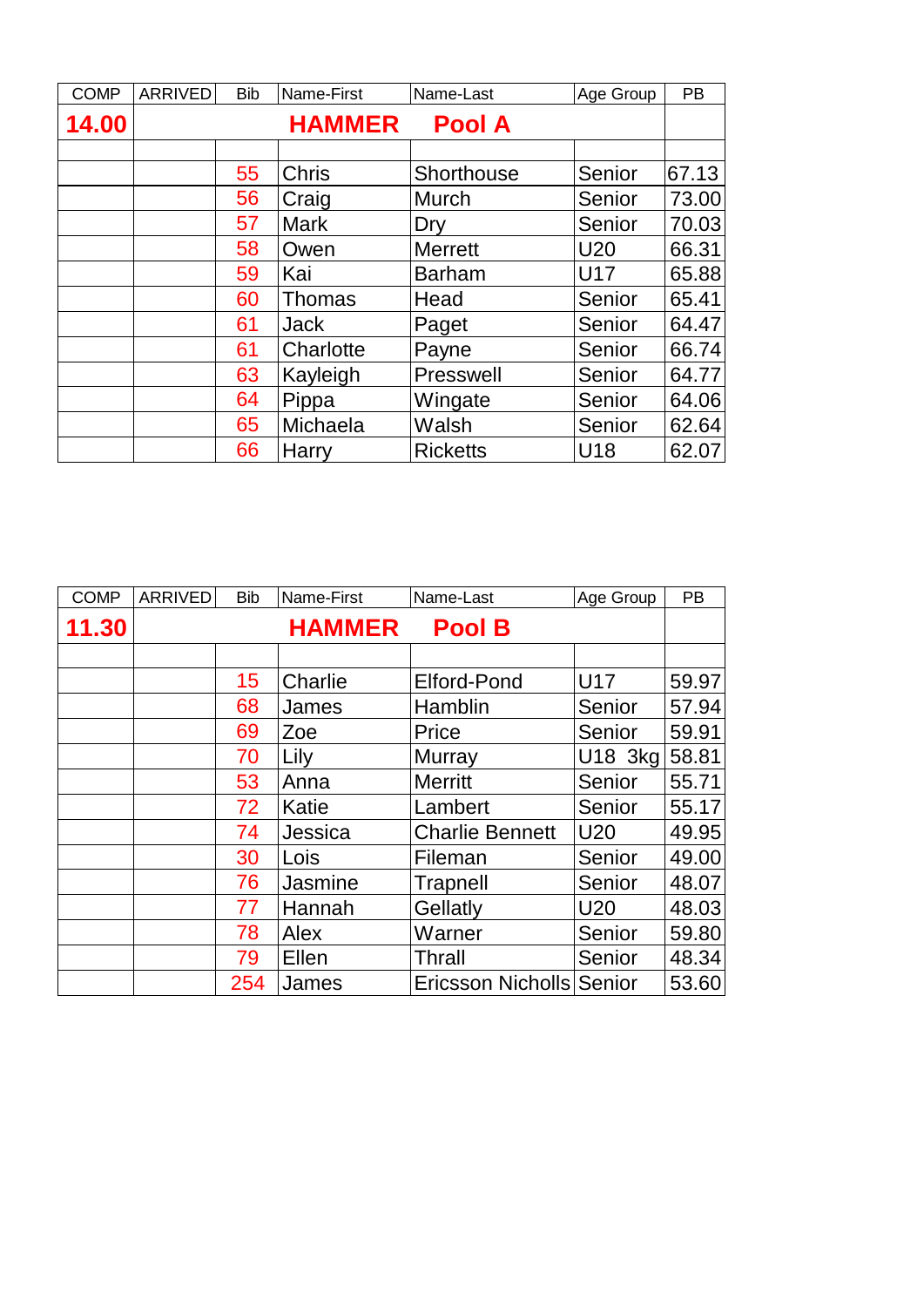| COMP | ARRIVED | Bib | Name-First | Name-Last | Age Group | PB |
|---|---|---|---|---|---|---|
| **14.00** | | | **HAMMER** | **Pool A** | | |
| | | | | | | |
| | | 55 | Chris | Shorthouse | Senior | 67.13 |
| | | 56 | Craig | Murch | Senior | 73.00 |
| | | 57 | Mark | Dry | Senior | 70.03 |
| | | 58 | Owen | Merrett | U20 | 66.31 |
| | | 59 | Kai | Barham | U17 | 65.88 |
| | | 60 | Thomas | Head | Senior | 65.41 |
| | | 61 | Jack | Paget | Senior | 64.47 |
| | | 61 | Charlotte | Payne | Senior | 66.74 |
| | | 63 | Kayleigh | Presswell | Senior | 64.77 |
| | | 64 | Pippa | Wingate | Senior | 64.06 |
| | | 65 | Michaela | Walsh | Senior | 62.64 |
| | | 66 | Harry | Ricketts | U18 | 62.07 |

| COMP | ARRIVED | Bib | Name-First | Name-Last | Age Group | PB |
|---|---|---|---|---|---|---|
| **11.30** | | | **HAMMER** | **Pool B** | | |
| | | | | | | |
| | | 15 | Charlie | Elford-Pond | U17 | 59.97 |
| | | 68 | James | Hamblin | Senior | 57.94 |
| | | 69 | Zoe | Price | Senior | 59.91 |
| | | 70 | Lily | Murray | U18 3kg | 58.81 |
| | | 53 | Anna | Merritt | Senior | 55.71 |
| | | 72 | Katie | Lambert | Senior | 55.17 |
| | | 74 | Jessica | Charlie Bennett | U20 | 49.95 |
| | | 30 | Lois | Fileman | Senior | 49.00 |
| | | 76 | Jasmine | Trapnell | Senior | 48.07 |
| | | 77 | Hannah | Gellatly | U20 | 48.03 |
| | | 78 | Alex | Warner | Senior | 59.80 |
| | | 79 | Ellen | Thrall | Senior | 48.34 |
| | | 254 | James | Ericsson Nicholls | Senior | 53.60 |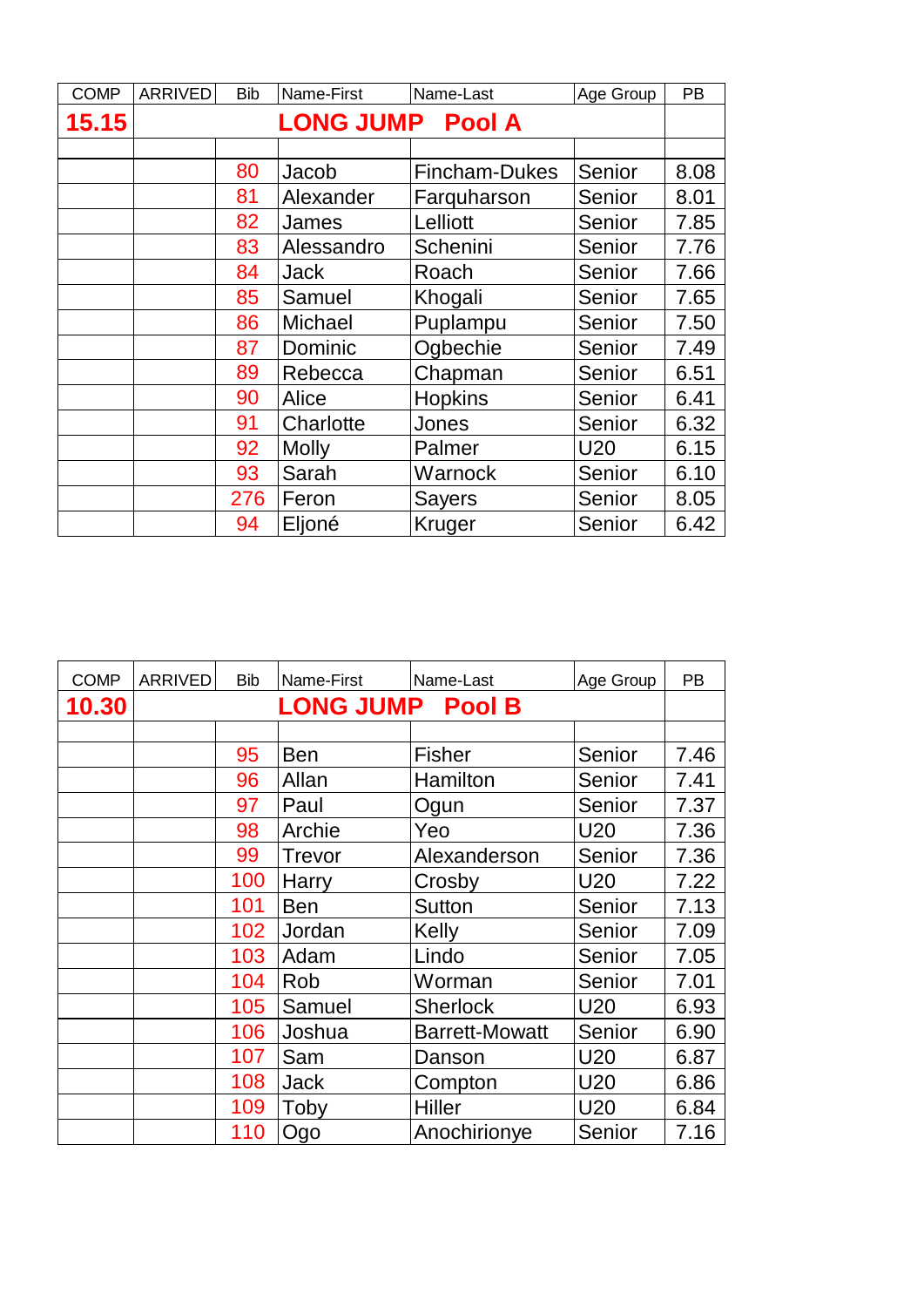| COMP | ARRIVED | Bib | Name-First | Name-Last | Age Group | PB |
|---|---|---|---|---|---|---|
| **15.15** | | | **LONG JUMP Pool A** | | | |
| | | | | | | |
| | | 80 | Jacob | Fincham-Dukes | Senior | 8.08 |
| | | 81 | Alexander | Farquharson | Senior | 8.01 |
| | | 82 | James | Lelliott | Senior | 7.85 |
| | | 83 | Alessandro | Schenini | Senior | 7.76 |
| | | 84 | Jack | Roach | Senior | 7.66 |
| | | 85 | Samuel | Khogali | Senior | 7.65 |
| | | 86 | Michael | Puplampu | Senior | 7.50 |
| | | 87 | Dominic | Ogbechie | Senior | 7.49 |
| | | 89 | Rebecca | Chapman | Senior | 6.51 |
| | | 90 | Alice | Hopkins | Senior | 6.41 |
| | | 91 | Charlotte | Jones | Senior | 6.32 |
| | | 92 | Molly | Palmer | U20 | 6.15 |
| | | 93 | Sarah | Warnock | Senior | 6.10 |
| | | 276 | Feron | Sayers | Senior | 8.05 |
| | | 94 | Eljoné | Kruger | Senior | 6.42 |

| COMP | ARRIVED | Bib | Name-First | Name-Last | Age Group | PB |
|---|---|---|---|---|---|---|
| **10.30** | | | **LONG JUMP Pool B** | | | |
| | | | | | | |
| | | 95 | Ben | Fisher | Senior | 7.46 |
| | | 96 | Allan | Hamilton | Senior | 7.41 |
| | | 97 | Paul | Ogun | Senior | 7.37 |
| | | 98 | Archie | Yeo | U20 | 7.36 |
| | | 99 | Trevor | Alexanderson | Senior | 7.36 |
| | | 100 | Harry | Crosby | U20 | 7.22 |
| | | 101 | Ben | Sutton | Senior | 7.13 |
| | | 102 | Jordan | Kelly | Senior | 7.09 |
| | | 103 | Adam | Lindo | Senior | 7.05 |
| | | 104 | Rob | Worman | Senior | 7.01 |
| | | 105 | Samuel | Sherlock | U20 | 6.93 |
| | | 106 | Joshua | Barrett-Mowatt | Senior | 6.90 |
| | | 107 | Sam | Danson | U20 | 6.87 |
| | | 108 | Jack | Compton | U20 | 6.86 |
| | | 109 | Toby | Hiller | U20 | 6.84 |
| | | 110 | Ogo | Anochirionye | Senior | 7.16 |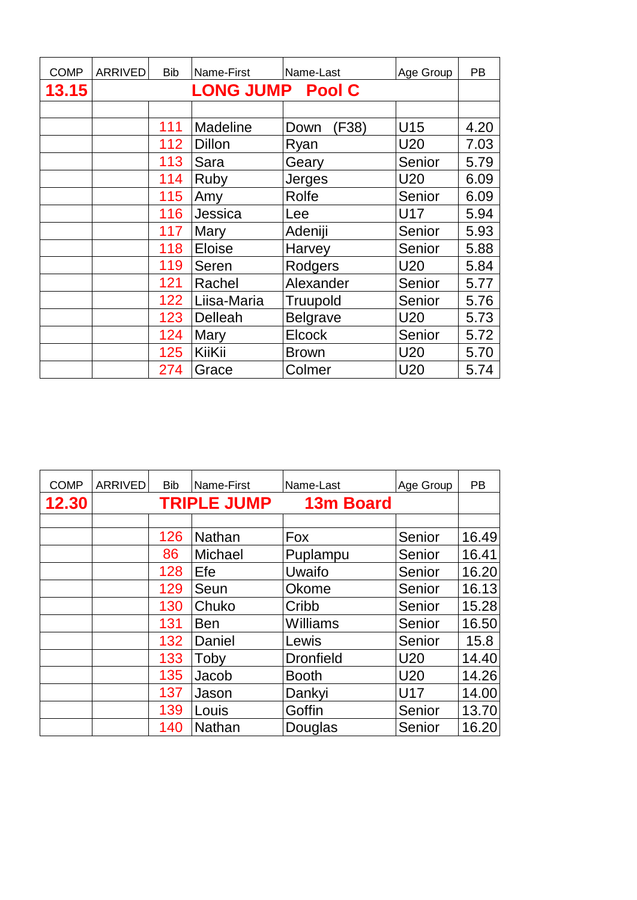| COMP | ARRIVED | Bib | Name-First | Name-Last | Age Group | PB |
|---|---|---|---|---|---|---|
| 13.15 | LONG JUMP Pool C | | | | | |
| | | | | | | |
| | | 111 | Madeline | Down (F38) | U15 | 4.20 |
| | | 112 | Dillon | Ryan | U20 | 7.03 |
| | | 113 | Sara | Geary | Senior | 5.79 |
| | | 114 | Ruby | Jerges | U20 | 6.09 |
| | | 115 | Amy | Rolfe | Senior | 6.09 |
| | | 116 | Jessica | Lee | U17 | 5.94 |
| | | 117 | Mary | Adeniji | Senior | 5.93 |
| | | 118 | Eloise | Harvey | Senior | 5.88 |
| | | 119 | Seren | Rodgers | U20 | 5.84 |
| | | 121 | Rachel | Alexander | Senior | 5.77 |
| | | 122 | Liisa-Maria | Truupold | Senior | 5.76 |
| | | 123 | Delleah | Belgrave | U20 | 5.73 |
| | | 124 | Mary | Elcock | Senior | 5.72 |
| | | 125 | KiiKii | Brown | U20 | 5.70 |
| | | 274 | Grace | Colmer | U20 | 5.74 |

| COMP | ARRIVED | Bib | Name-First | Name-Last | Age Group | PB |
|---|---|---|---|---|---|---|
| 12.30 | TRIPLE JUMP 13m Board | | | | | |
| | | | | | | |
| | | 126 | Nathan | Fox | Senior | 16.49 |
| | | 86 | Michael | Puplampu | Senior | 16.41 |
| | | 128 | Efe | Uwaifo | Senior | 16.20 |
| | | 129 | Seun | Okome | Senior | 16.13 |
| | | 130 | Chuko | Cribb | Senior | 15.28 |
| | | 131 | Ben | Williams | Senior | 16.50 |
| | | 132 | Daniel | Lewis | Senior | 15.8 |
| | | 133 | Toby | Dronfield | U20 | 14.40 |
| | | 135 | Jacob | Booth | U20 | 14.26 |
| | | 137 | Jason | Dankyi | U17 | 14.00 |
| | | 139 | Louis | Goffin | Senior | 13.70 |
| | | 140 | Nathan | Douglas | Senior | 16.20 |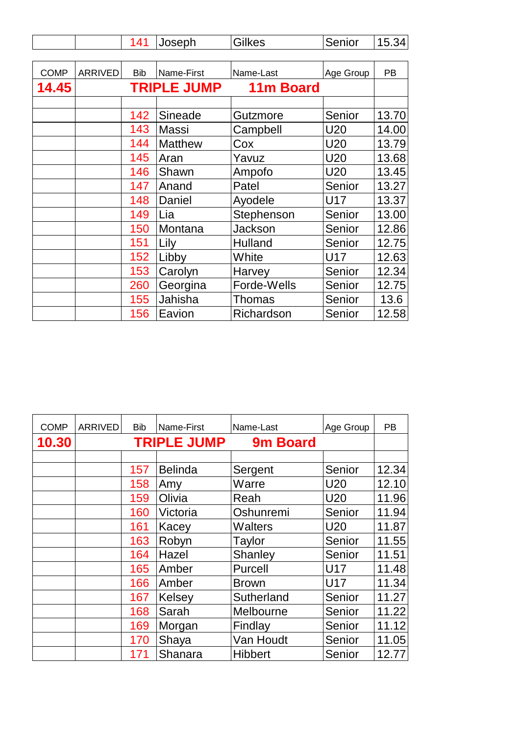|  |  | 141 | Joseph | Gilkes | Senior | 15.34 |
|---|---|---|---|---|---|---|

| COMP | ARRIVED | Bib | Name-First | Name-Last | Age Group | PB |
|---|---|---|---|---|---|---|
| **14.45** | | **TRIPLE JUMP** | | **11m Board** | | |
| | | | | | | |
| | | 142 | Sineade | Gutzmore | Senior | 13.70 |
| | | 143 | Massi | Campbell | U20 | 14.00 |
| | | 144 | Matthew | Cox | U20 | 13.79 |
| | | 145 | Aran | Yavuz | U20 | 13.68 |
| | | 146 | Shawn | Ampofo | U20 | 13.45 |
| | | 147 | Anand | Patel | Senior | 13.27 |
| | | 148 | Daniel | Ayodele | U17 | 13.37 |
| | | 149 | Lia | Stephenson | Senior | 13.00 |
| | | 150 | Montana | Jackson | Senior | 12.86 |
| | | 151 | Lily | Hulland | Senior | 12.75 |
| | | 152 | Libby | White | U17 | 12.63 |
| | | 153 | Carolyn | Harvey | Senior | 12.34 |
| | | 260 | Georgina | Forde-Wells | Senior | 12.75 |
| | | 155 | Jahisha | Thomas | Senior | 13.6 |
| | | 156 | Eavion | Richardson | Senior | 12.58 |

| COMP | ARRIVED | Bib | Name-First | Name-Last | Age Group | PB |
|---|---|---|---|---|---|---|
| **10.30** | | **TRIPLE JUMP** | | **9m Board** | | |
| | | | | | | |
| | | 157 | Belinda | Sergent | Senior | 12.34 |
| | | 158 | Amy | Warre | U20 | 12.10 |
| | | 159 | Olivia | Reah | U20 | 11.96 |
| | | 160 | Victoria | Oshunremi | Senior | 11.94 |
| | | 161 | Kacey | Walters | U20 | 11.87 |
| | | 163 | Robyn | Taylor | Senior | 11.55 |
| | | 164 | Hazel | Shanley | Senior | 11.51 |
| | | 165 | Amber | Purcell | U17 | 11.48 |
| | | 166 | Amber | Brown | U17 | 11.34 |
| | | 167 | Kelsey | Sutherland | Senior | 11.27 |
| | | 168 | Sarah | Melbourne | Senior | 11.22 |
| | | 169 | Morgan | Findlay | Senior | 11.12 |
| | | 170 | Shaya | Van Houdt | Senior | 11.05 |
| | | 171 | Shanara | Hibbert | Senior | 12.77 |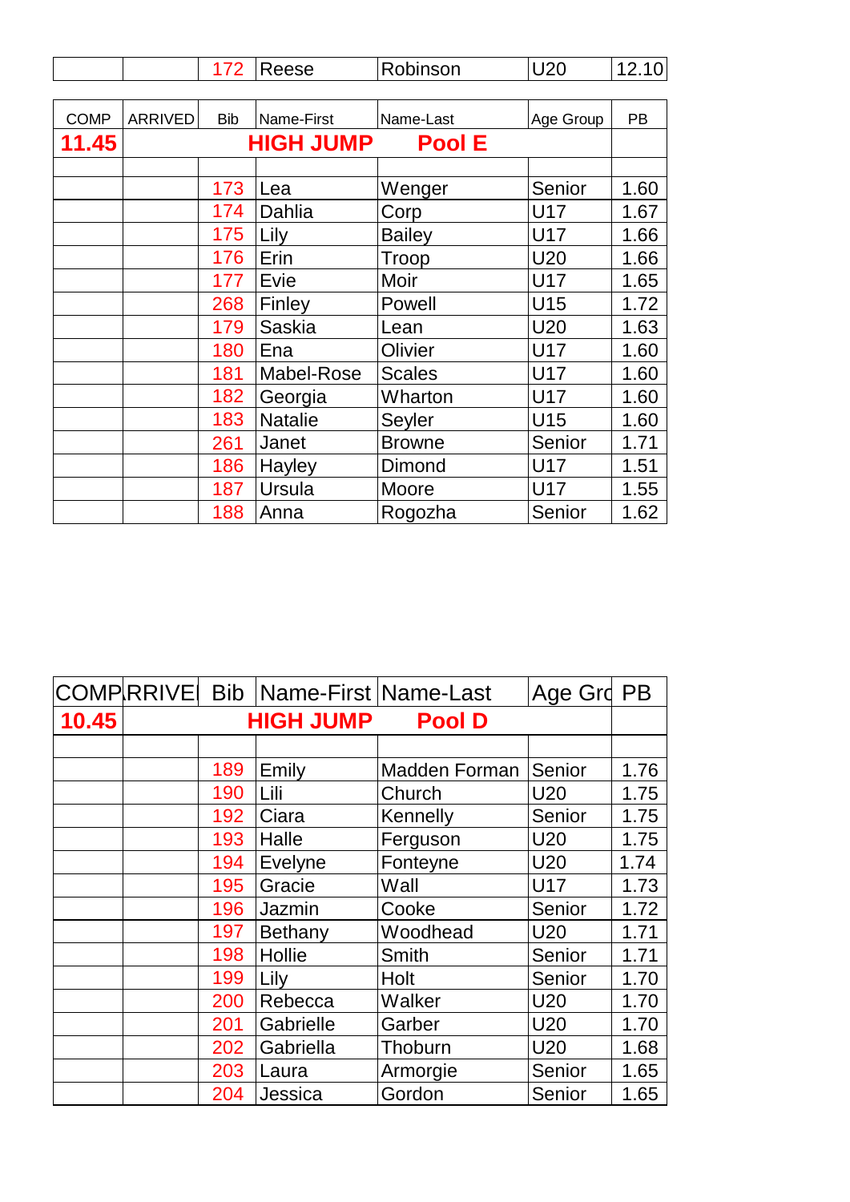|  |  | 172 | Reese | Robinson | U20 | 12.10 |
|---|---|---|---|---|---|---|

| COMP | ARRIVED | Bib | Name-First | Name-Last | Age Group | PB |
|---|---|---|---|---|---|---|
| **11.45** | | | **HIGH JUMP** | **Pool E** | | |
| | | | | | | |
| | | 173 | Lea | Wenger | Senior | 1.60 |
| | | 174 | Dahlia | Corp | U17 | 1.67 |
| | | 175 | Lily | Bailey | U17 | 1.66 |
| | | 176 | Erin | Troop | U20 | 1.66 |
| | | 177 | Evie | Moir | U17 | 1.65 |
| | | 268 | Finley | Powell | U15 | 1.72 |
| | | 179 | Saskia | Lean | U20 | 1.63 |
| | | 180 | Ena | Olivier | U17 | 1.60 |
| | | 181 | Mabel-Rose | Scales | U17 | 1.60 |
| | | 182 | Georgia | Wharton | U17 | 1.60 |
| | | 183 | Natalie | Seyler | U15 | 1.60 |
| | | 261 | Janet | Browne | Senior | 1.71 |
| | | 186 | Hayley | Dimond | U17 | 1.51 |
| | | 187 | Ursula | Moore | U17 | 1.55 |
| | | 188 | Anna | Rogozha | Senior | 1.62 |

| COMP | RRIVE | Bib | Name-First | Name-Last | Age Grc | PB |
|---|---|---|---|---|---|---|
| **10.45** | | | **HIGH JUMP** | **Pool D** | | |
| | | | | | | |
| | | 189 | Emily | Madden Forman | Senior | 1.76 |
| | | 190 | Lili | Church | U20 | 1.75 |
| | | 192 | Ciara | Kennelly | Senior | 1.75 |
| | | 193 | Halle | Ferguson | U20 | 1.75 |
| | | 194 | Evelyne | Fonteyne | U20 | 1.74 |
| | | 195 | Gracie | Wall | U17 | 1.73 |
| | | 196 | Jazmin | Cooke | Senior | 1.72 |
| | | 197 | Bethany | Woodhead | U20 | 1.71 |
| | | 198 | Hollie | Smith | Senior | 1.71 |
| | | 199 | Lily | Holt | Senior | 1.70 |
| | | 200 | Rebecca | Walker | U20 | 1.70 |
| | | 201 | Gabrielle | Garber | U20 | 1.70 |
| | | 202 | Gabriella | Thoburn | U20 | 1.68 |
| | | 203 | Laura | Armorgie | Senior | 1.65 |
| | | 204 | Jessica | Gordon | Senior | 1.65 |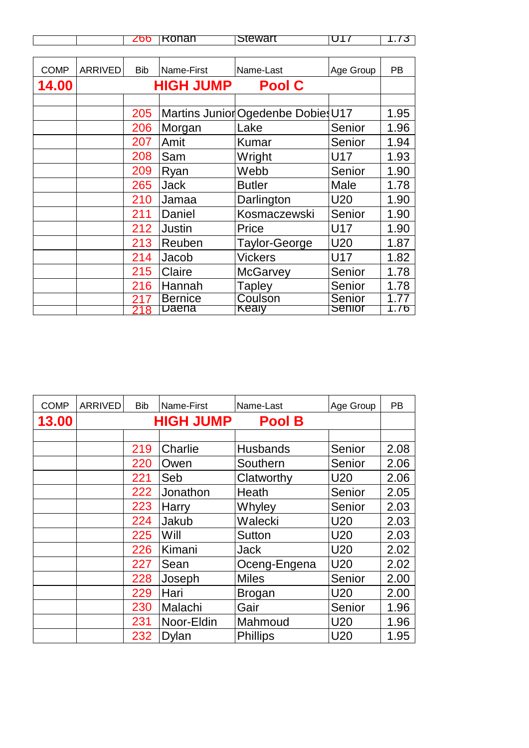|  |  | 266 | Ronan | Stewart | U17 | 1.73 |
|---|---|---|---|---|---|---|

| COMP | ARRIVED | Bib | Name-First | Name-Last | Age Group | PB |
|---|---|---|---|---|---|---|
| **14.00** | | **HIGH JUMP** | | **Pool C** | | |
| | | | | | | |
| | | 205 | Martins Junior | Ogedenbe Dobies | U17 | 1.95 |
| | | 206 | Morgan | Lake | Senior | 1.96 |
| | | 207 | Amit | Kumar | Senior | 1.94 |
| | | 208 | Sam | Wright | U17 | 1.93 |
| | | 209 | Ryan | Webb | Senior | 1.90 |
| | | 265 | Jack | Butler | Male | 1.78 |
| | | 210 | Jamaa | Darlington | U20 | 1.90 |
| | | 211 | Daniel | Kosmaczewski | Senior | 1.90 |
| | | 212 | Justin | Price | U17 | 1.90 |
| | | 213 | Reuben | Taylor-George | U20 | 1.87 |
| | | 214 | Jacob | Vickers | U17 | 1.82 |
| | | 215 | Claire | McGarvey | Senior | 1.78 |
| | | 216 | Hannah | Tapley | Senior | 1.78 |
| | | 217 | Bernice | Coulson | Senior | 1.77 |
| | | 218 | Daena | Kealy | Senior | 1.76 |

| COMP | ARRIVED | Bib | Name-First | Name-Last | Age Group | PB |
|---|---|---|---|---|---|---|
| **13.00** | | **HIGH JUMP** | | **Pool B** | | |
| | | | | | | |
| | | 219 | Charlie | Husbands | Senior | 2.08 |
| | | 220 | Owen | Southern | Senior | 2.06 |
| | | 221 | Seb | Clatworthy | U20 | 2.06 |
| | | 222 | Jonathon | Heath | Senior | 2.05 |
| | | 223 | Harry | Whyley | Senior | 2.03 |
| | | 224 | Jakub | Walecki | U20 | 2.03 |
| | | 225 | Will | Sutton | U20 | 2.03 |
| | | 226 | Kimani | Jack | U20 | 2.02 |
| | | 227 | Sean | Oceng-Engena | U20 | 2.02 |
| | | 228 | Joseph | Miles | Senior | 2.00 |
| | | 229 | Hari | Brogan | U20 | 2.00 |
| | | 230 | Malachi | Gair | Senior | 1.96 |
| | | 231 | Noor-Eldin | Mahmoud | U20 | 1.96 |
| | | 232 | Dylan | Phillips | U20 | 1.95 |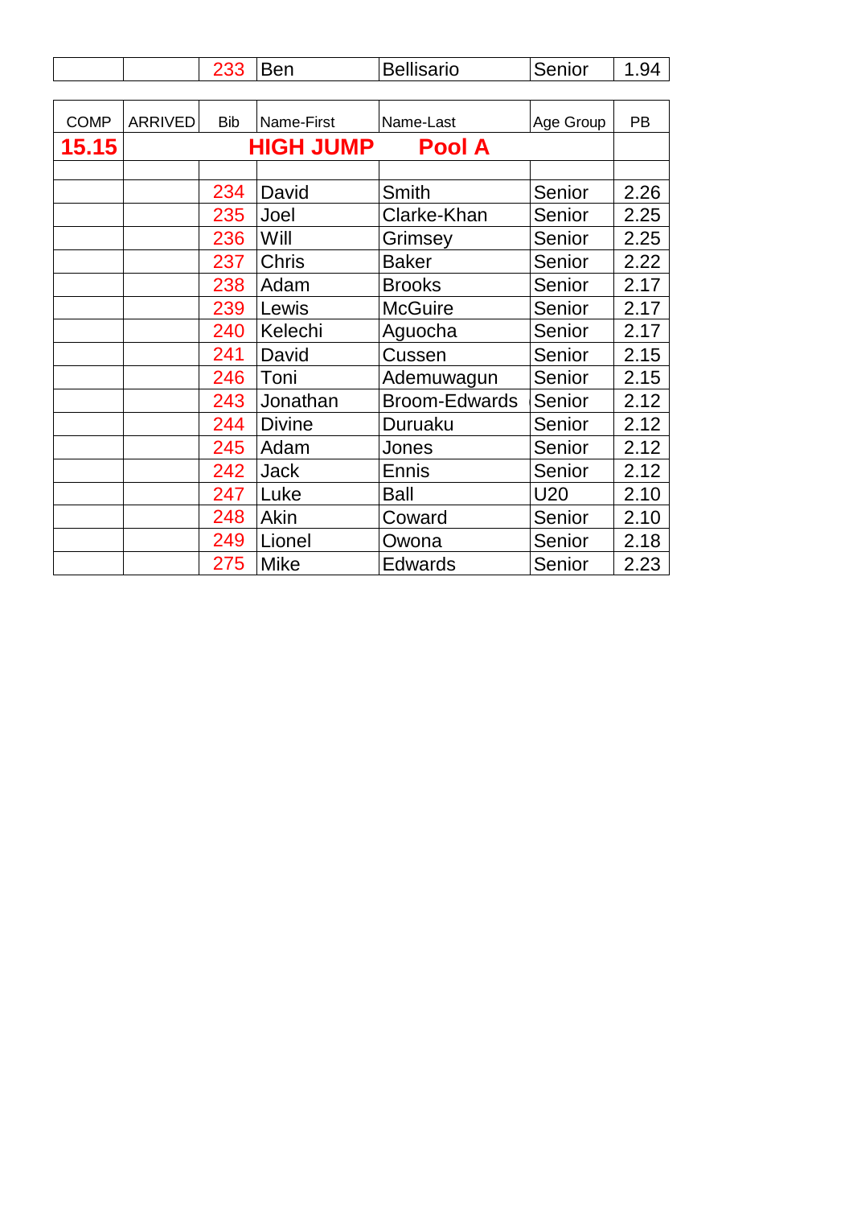| | | | | | | |
|---|---|---|---|---|---|---|
| | | 233 | Ben | Bellisario | Senior | 1.94 |

| COMP | ARRIVED | Bib | Name-First | Name-Last | Age Group | PB |
|---|---|---|---|---|---|---|
| **15.15** | | **HIGH JUMP** | | **Pool A** | | |
| | | | | | | |
| | | 234 | David | Smith | Senior | 2.26 |
| | | 235 | Joel | Clarke-Khan | Senior | 2.25 |
| | | 236 | Will | Grimsey | Senior | 2.25 |
| | | 237 | Chris | Baker | Senior | 2.22 |
| | | 238 | Adam | Brooks | Senior | 2.17 |
| | | 239 | Lewis | McGuire | Senior | 2.17 |
| | | 240 | Kelechi | Aguocha | Senior | 2.17 |
| | | 241 | David | Cussen | Senior | 2.15 |
| | | 246 | Toni | Ademuwagun | Senior | 2.15 |
| | | 243 | Jonathan | Broom-Edwards | Senior | 2.12 |
| | | 244 | Divine | Duruaku | Senior | 2.12 |
| | | 245 | Adam | Jones | Senior | 2.12 |
| | | 242 | Jack | Ennis | Senior | 2.12 |
| | | 247 | Luke | Ball | U20 | 2.10 |
| | | 248 | Akin | Coward | Senior | 2.10 |
| | | 249 | Lionel | Owona | Senior | 2.18 |
| | | 275 | Mike | Edwards | Senior | 2.23 |